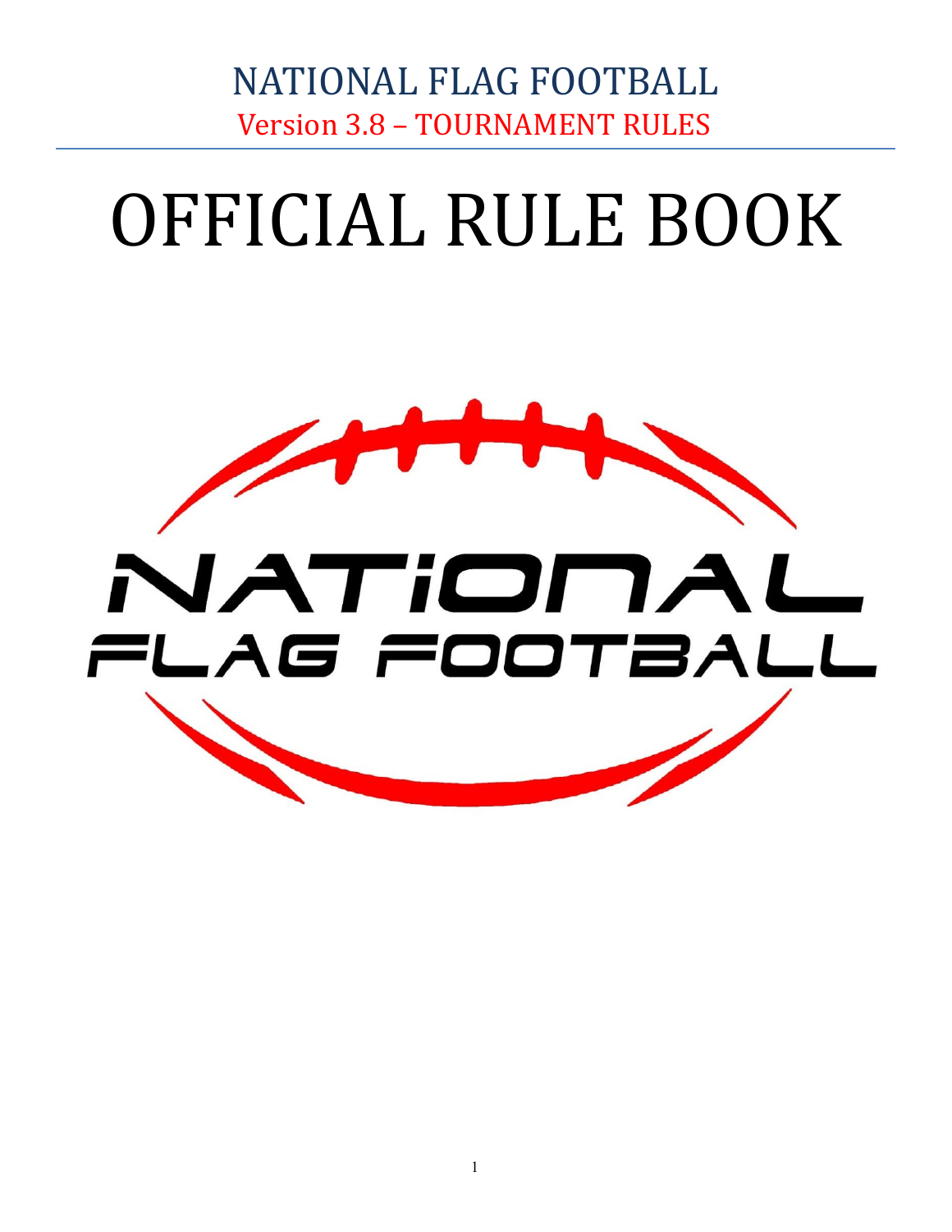NATIONAL FLAG FOOTBALL

Version 3.8 – TOURNAMENT RULES

# OFFICIAL RULE BOOK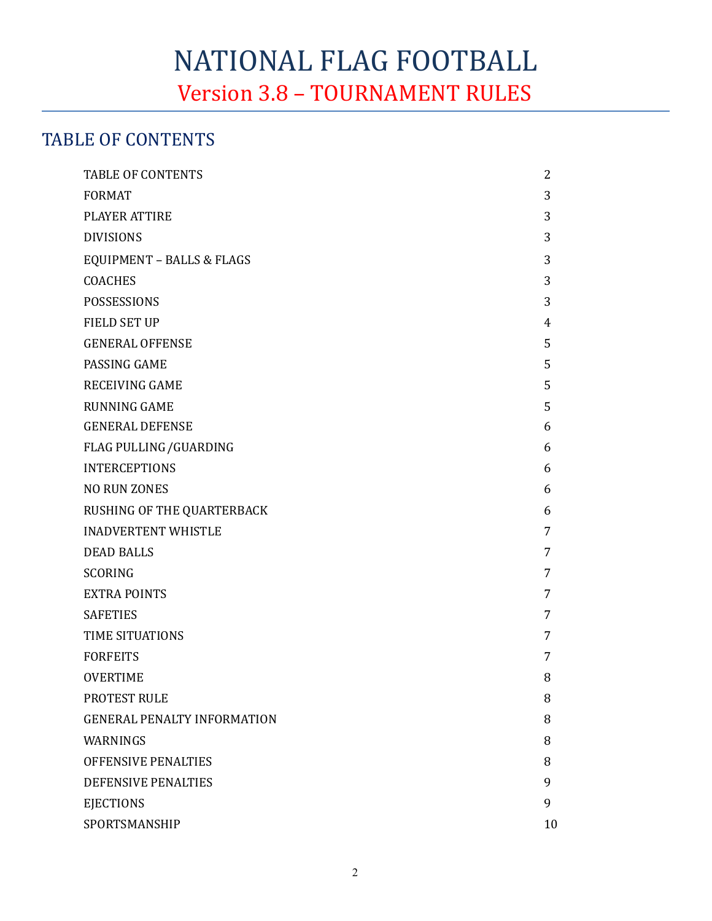# NATIONAL FLAG FOOTBALL

## Version 3.8 – TOURNAMENT RULES

## TABLE OF CONTENTS

| | |
|---|---|
| TABLE OF CONTENTS | 2 |
| FORMAT | 3 |
| PLAYER ATTIRE | 3 |
| DIVISIONS | 3 |
| EQUIPMENT – BALLS & FLAGS | 3 |
| COACHES | 3 |
| POSSESSIONS | 3 |
| FIELD SET UP | 4 |
| GENERAL OFFENSE | 5 |
| PASSING GAME | 5 |
| RECEIVING GAME | 5 |
| RUNNING GAME | 5 |
| GENERAL DEFENSE | 6 |
| FLAG PULLING /GUARDING | 6 |
| INTERCEPTIONS | 6 |
| NO RUN ZONES | 6 |
| RUSHING OF THE QUARTERBACK | 6 |
| INADVERTENT WHISTLE | 7 |
| DEAD BALLS | 7 |
| SCORING | 7 |
| EXTRA POINTS | 7 |
| SAFETIES | 7 |
| TIME SITUATIONS | 7 |
| FORFEITS | 7 |
| OVERTIME | 8 |
| PROTEST RULE | 8 |
| GENERAL PENALTY INFORMATION | 8 |
| WARNINGS | 8 |
| OFFENSIVE PENALTIES | 8 |
| DEFENSIVE PENALTIES | 9 |
| EJECTIONS | 9 |
| SPORTSMANSHIP | 10 |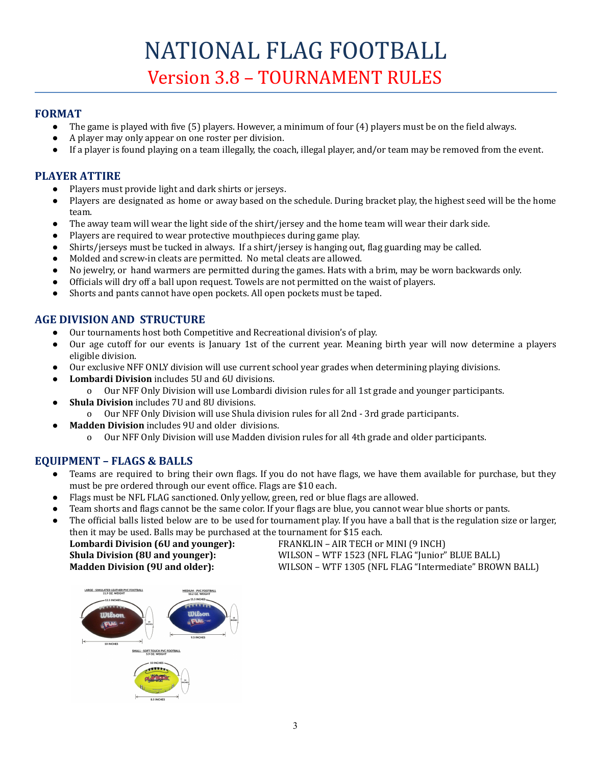# NATIONAL FLAG FOOTBALL

## Version 3.8 – TOURNAMENT RULES

### FORMAT

- The game is played with five (5) players. However, a minimum of four (4) players must be on the field always.
- A player may only appear on one roster per division.
- If a player is found playing on a team illegally, the coach, illegal player, and/or team may be removed from the event.

### PLAYER ATTIRE

- Players must provide light and dark shirts or jerseys.
- Players are designated as home or away based on the schedule. During bracket play, the highest seed will be the home team.
- The away team will wear the light side of the shirt/jersey and the home team will wear their dark side.
- Players are required to wear protective mouthpieces during game play.
- Shirts/jerseys must be tucked in always. If a shirt/jersey is hanging out, flag guarding may be called.
- Molded and screw-in cleats are permitted. No metal cleats are allowed.
- No jewelry, or hand warmers are permitted during the games. Hats with a brim, may be worn backwards only.
- Officials will dry off a ball upon request. Towels are not permitted on the waist of players.
- Shorts and pants cannot have open pockets. All open pockets must be taped.

### AGE DIVISION AND STRUCTURE

- Our tournaments host both Competitive and Recreational division's of play.
- Our age cutoff for our events is January 1st of the current year. Meaning birth year will now determine a players eligible division.
- Our exclusive NFF ONLY division will use current school year grades when determining playing divisions.
- **Lombardi Division** includes 5U and 6U divisions.
  - Our NFF Only Division will use Lombardi division rules for all 1st grade and younger participants.
- **Shula Division** includes 7U and 8U divisions.
  - Our NFF Only Division will use Shula division rules for all 2nd - 3rd grade participants.
- **Madden Division** includes 9U and older divisions.
  - Our NFF Only Division will use Madden division rules for all 4th grade and older participants.

### EQUIPMENT – FLAGS & BALLS

- Teams are required to bring their own flags. If you do not have flags, we have them available for purchase, but they must be pre ordered through our event office. Flags are $10 each.
- Flags must be NFL FLAG sanctioned. Only yellow, green, red or blue flags are allowed.
- Team shorts and flags cannot be the same color. If your flags are blue, you cannot wear blue shorts or pants.
- The official balls listed below are to be used for tournament play. If you have a ball that is the regulation size or larger, then it may be used. Balls may be purchased at the tournament for $15 each.

**Lombardi Division (6U and younger):** FRANKLIN – AIR TECH or MINI (9 INCH)
**Shula Division (8U and younger):** WILSON – WTF 1523 (NFL FLAG "Junior" BLUE BALL)
**Madden Division (9U and older):** WILSON – WTF 1305 (NFL FLAG "Intermediate" BROWN BALL)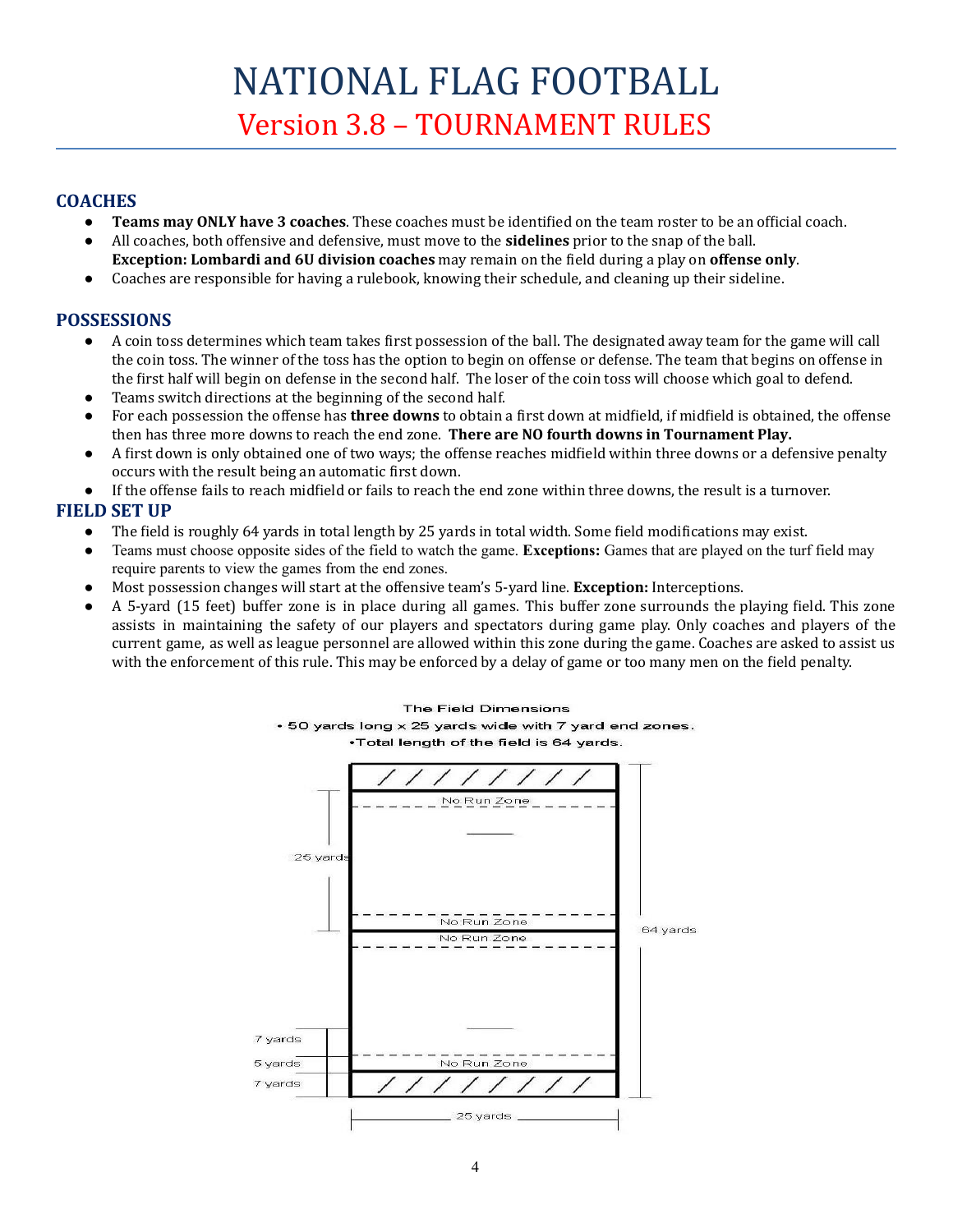# NATIONAL FLAG FOOTBALL

## Version 3.8 – TOURNAMENT RULES

### COACHES

- **Teams may ONLY have 3 coaches**. These coaches must be identified on the team roster to be an official coach.
- All coaches, both offensive and defensive, must move to the **sidelines** prior to the snap of the ball. **Exception: Lombardi and 6U division coaches** may remain on the field during a play on **offense only**.
- Coaches are responsible for having a rulebook, knowing their schedule, and cleaning up their sideline.

### POSSESSIONS

- A coin toss determines which team takes first possession of the ball. The designated away team for the game will call the coin toss. The winner of the toss has the option to begin on offense or defense. The team that begins on offense in the first half will begin on defense in the second half. The loser of the coin toss will choose which goal to defend.
- Teams switch directions at the beginning of the second half.
- For each possession the offense has **three downs** to obtain a first down at midfield, if midfield is obtained, the offense then has three more downs to reach the end zone. **There are NO fourth downs in Tournament Play.**
- A first down is only obtained one of two ways; the offense reaches midfield within three downs or a defensive penalty occurs with the result being an automatic first down.
- If the offense fails to reach midfield or fails to reach the end zone within three downs, the result is a turnover.

### FIELD SET UP

- The field is roughly 64 yards in total length by 25 yards in total width. Some field modifications may exist.
- Teams must choose opposite sides of the field to watch the game. **Exceptions:** Games that are played on the turf field may require parents to view the games from the end zones.
- Most possession changes will start at the offensive team's 5-yard line. **Exception:** Interceptions.
- A 5-yard (15 feet) buffer zone is in place during all games. This buffer zone surrounds the playing field. This zone assists in maintaining the safety of our players and spectators during game play. Only coaches and players of the current game, as well as league personnel are allowed within this zone during the game. Coaches are asked to assist us with the enforcement of this rule. This may be enforced by a delay of game or too many men on the field penalty.

The Field Dimensions
- 50 yards long x 25 yards wide with 7 yard end zones.
- Total length of the field is 64 yards.

No Run Zone | No Run Zone | No Run Zone | No Run Zone | 25 yards | 64 yards | 7 yards | 5 yards | 7 yards | 25 yards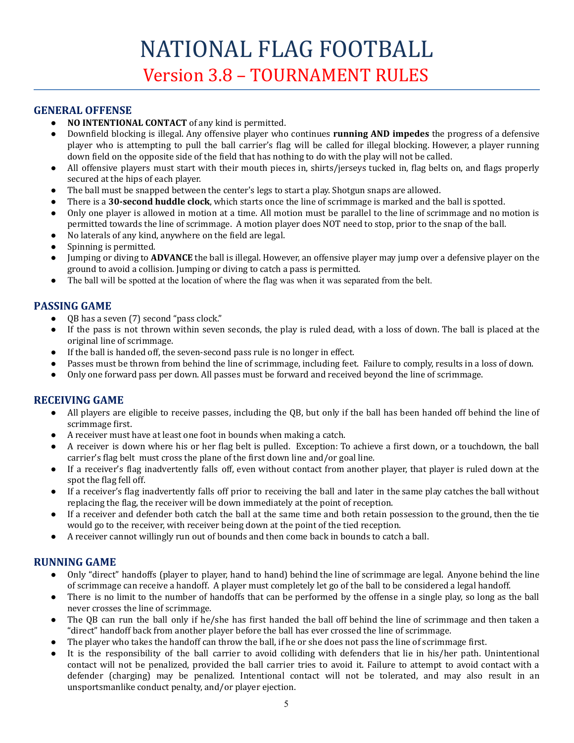# NATIONAL FLAG FOOTBALL

## Version 3.8 – TOURNAMENT RULES

### GENERAL OFFENSE

- **NO INTENTIONAL CONTACT** of any kind is permitted.
- Downfield blocking is illegal. Any offensive player who continues **running AND impedes** the progress of a defensive player who is attempting to pull the ball carrier's flag will be called for illegal blocking. However, a player running down field on the opposite side of the field that has nothing to do with the play will not be called.
- All offensive players must start with their mouth pieces in, shirts/jerseys tucked in, flag belts on, and flags properly secured at the hips of each player.
- The ball must be snapped between the center's legs to start a play. Shotgun snaps are allowed.
- There is a **30-second huddle clock**, which starts once the line of scrimmage is marked and the ball is spotted.
- Only one player is allowed in motion at a time. All motion must be parallel to the line of scrimmage and no motion is permitted towards the line of scrimmage. A motion player does NOT need to stop, prior to the snap of the ball.
- No laterals of any kind, anywhere on the field are legal.
- Spinning is permitted.
- Jumping or diving to **ADVANCE** the ball is illegal. However, an offensive player may jump over a defensive player on the ground to avoid a collision. Jumping or diving to catch a pass is permitted.
- The ball will be spotted at the location of where the flag was when it was separated from the belt.

### PASSING GAME

- QB has a seven (7) second "pass clock."
- If the pass is not thrown within seven seconds, the play is ruled dead, with a loss of down. The ball is placed at the original line of scrimmage.
- If the ball is handed off, the seven-second pass rule is no longer in effect.
- Passes must be thrown from behind the line of scrimmage, including feet. Failure to comply, results in a loss of down.
- Only one forward pass per down. All passes must be forward and received beyond the line of scrimmage.

### RECEIVING GAME

- All players are eligible to receive passes, including the QB, but only if the ball has been handed off behind the line of scrimmage first.
- A receiver must have at least one foot in bounds when making a catch.
- A receiver is down where his or her flag belt is pulled. Exception: To achieve a first down, or a touchdown, the ball carrier's flag belt must cross the plane of the first down line and/or goal line.
- If a receiver's flag inadvertently falls off, even without contact from another player, that player is ruled down at the spot the flag fell off.
- If a receiver's flag inadvertently falls off prior to receiving the ball and later in the same play catches the ball without replacing the flag, the receiver will be down immediately at the point of reception.
- If a receiver and defender both catch the ball at the same time and both retain possession to the ground, then the tie would go to the receiver, with receiver being down at the point of the tied reception.
- A receiver cannot willingly run out of bounds and then come back in bounds to catch a ball.

### RUNNING GAME

- Only "direct" handoffs (player to player, hand to hand) behind the line of scrimmage are legal. Anyone behind the line of scrimmage can receive a handoff. A player must completely let go of the ball to be considered a legal handoff.
- There is no limit to the number of handoffs that can be performed by the offense in a single play, so long as the ball never crosses the line of scrimmage.
- The QB can run the ball only if he/she has first handed the ball off behind the line of scrimmage and then taken a "direct" handoff back from another player before the ball has ever crossed the line of scrimmage.
- The player who takes the handoff can throw the ball, if he or she does not pass the line of scrimmage first.
- It is the responsibility of the ball carrier to avoid colliding with defenders that lie in his/her path. Unintentional contact will not be penalized, provided the ball carrier tries to avoid it. Failure to attempt to avoid contact with a defender (charging) may be penalized. Intentional contact will not be tolerated, and may also result in an unsportsmanlike conduct penalty, and/or player ejection.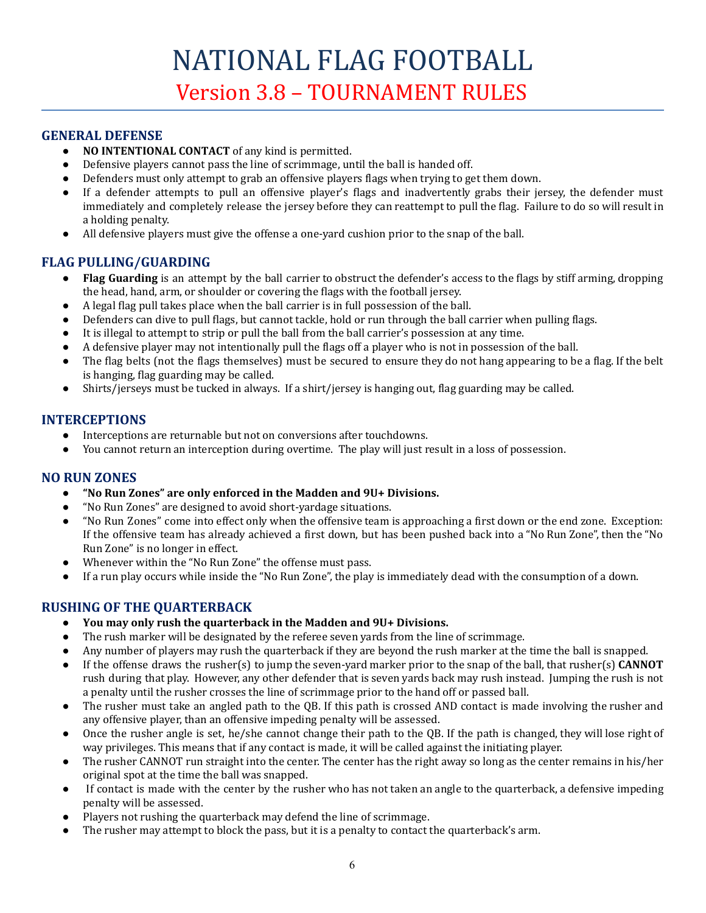# NATIONAL FLAG FOOTBALL

## Version 3.8 – TOURNAMENT RULES

### GENERAL DEFENSE

- **NO INTENTIONAL CONTACT** of any kind is permitted.
- Defensive players cannot pass the line of scrimmage, until the ball is handed off.
- Defenders must only attempt to grab an offensive players flags when trying to get them down.
- If a defender attempts to pull an offensive player's flags and inadvertently grabs their jersey, the defender must immediately and completely release the jersey before they can reattempt to pull the flag. Failure to do so will result in a holding penalty.
- All defensive players must give the offense a one-yard cushion prior to the snap of the ball.

### FLAG PULLING/GUARDING

- **Flag Guarding** is an attempt by the ball carrier to obstruct the defender's access to the flags by stiff arming, dropping the head, hand, arm, or shoulder or covering the flags with the football jersey.
- A legal flag pull takes place when the ball carrier is in full possession of the ball.
- Defenders can dive to pull flags, but cannot tackle, hold or run through the ball carrier when pulling flags.
- It is illegal to attempt to strip or pull the ball from the ball carrier's possession at any time.
- A defensive player may not intentionally pull the flags off a player who is not in possession of the ball.
- The flag belts (not the flags themselves) must be secured to ensure they do not hang appearing to be a flag. If the belt is hanging, flag guarding may be called.
- Shirts/jerseys must be tucked in always. If a shirt/jersey is hanging out, flag guarding may be called.

### INTERCEPTIONS

- Interceptions are returnable but not on conversions after touchdowns.
- You cannot return an interception during overtime. The play will just result in a loss of possession.

### NO RUN ZONES

- **"No Run Zones" are only enforced in the Madden and 9U+ Divisions.**
- "No Run Zones" are designed to avoid short-yardage situations.
- "No Run Zones" come into effect only when the offensive team is approaching a first down or the end zone. Exception: If the offensive team has already achieved a first down, but has been pushed back into a "No Run Zone", then the "No Run Zone" is no longer in effect.
- Whenever within the "No Run Zone" the offense must pass.
- If a run play occurs while inside the "No Run Zone", the play is immediately dead with the consumption of a down.

### RUSHING OF THE QUARTERBACK

- **You may only rush the quarterback in the Madden and 9U+ Divisions.**
- The rush marker will be designated by the referee seven yards from the line of scrimmage.
- Any number of players may rush the quarterback if they are beyond the rush marker at the time the ball is snapped.
- If the offense draws the rusher(s) to jump the seven-yard marker prior to the snap of the ball, that rusher(s) **CANNOT** rush during that play. However, any other defender that is seven yards back may rush instead. Jumping the rush is not a penalty until the rusher crosses the line of scrimmage prior to the hand off or passed ball.
- The rusher must take an angled path to the QB. If this path is crossed AND contact is made involving the rusher and any offensive player, than an offensive impeding penalty will be assessed.
- Once the rusher angle is set, he/she cannot change their path to the QB. If the path is changed, they will lose right of way privileges. This means that if any contact is made, it will be called against the initiating player.
- The rusher CANNOT run straight into the center. The center has the right away so long as the center remains in his/her original spot at the time the ball was snapped.
- If contact is made with the center by the rusher who has not taken an angle to the quarterback, a defensive impeding penalty will be assessed.
- Players not rushing the quarterback may defend the line of scrimmage.
- The rusher may attempt to block the pass, but it is a penalty to contact the quarterback's arm.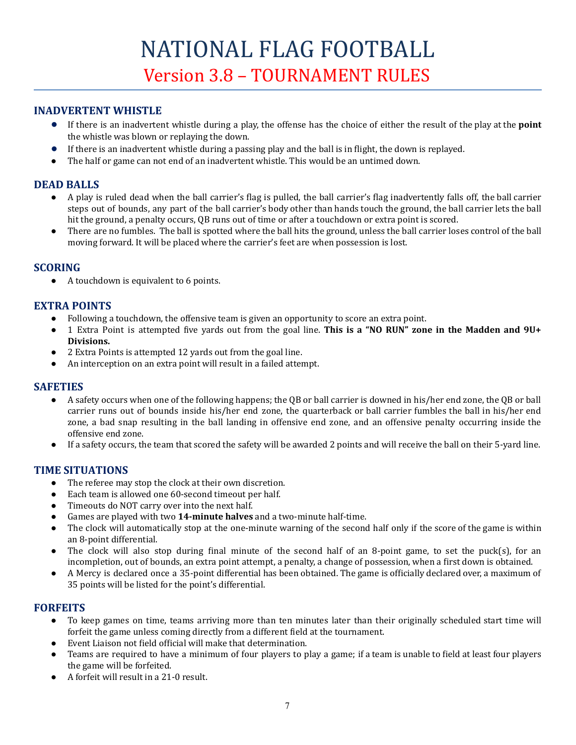# NATIONAL FLAG FOOTBALL

## Version 3.8 – TOURNAMENT RULES

### INADVERTENT WHISTLE

- If there is an inadvertent whistle during a play, the offense has the choice of either the result of the play at the **point** the whistle was blown or replaying the down.
- If there is an inadvertent whistle during a passing play and the ball is in flight, the down is replayed.
- The half or game can not end of an inadvertent whistle. This would be an untimed down.

### DEAD BALLS

- A play is ruled dead when the ball carrier's flag is pulled, the ball carrier's flag inadvertently falls off, the ball carrier steps out of bounds, any part of the ball carrier's body other than hands touch the ground, the ball carrier lets the ball hit the ground, a penalty occurs, QB runs out of time or after a touchdown or extra point is scored.
- There are no fumbles. The ball is spotted where the ball hits the ground, unless the ball carrier loses control of the ball moving forward. It will be placed where the carrier's feet are when possession is lost.

### SCORING

- A touchdown is equivalent to 6 points.

### EXTRA POINTS

- Following a touchdown, the offensive team is given an opportunity to score an extra point.
- 1 Extra Point is attempted five yards out from the goal line. **This is a "NO RUN" zone in the Madden and 9U+ Divisions.**
- 2 Extra Points is attempted 12 yards out from the goal line.
- An interception on an extra point will result in a failed attempt.

### SAFETIES

- A safety occurs when one of the following happens; the QB or ball carrier is downed in his/her end zone, the QB or ball carrier runs out of bounds inside his/her end zone, the quarterback or ball carrier fumbles the ball in his/her end zone, a bad snap resulting in the ball landing in offensive end zone, and an offensive penalty occurring inside the offensive end zone.
- If a safety occurs, the team that scored the safety will be awarded 2 points and will receive the ball on their 5-yard line.

### TIME SITUATIONS

- The referee may stop the clock at their own discretion.
- Each team is allowed one 60-second timeout per half.
- Timeouts do NOT carry over into the next half.
- Games are played with two **14-minute halves** and a two-minute half-time.
- The clock will automatically stop at the one-minute warning of the second half only if the score of the game is within an 8-point differential.
- The clock will also stop during final minute of the second half of an 8-point game, to set the puck(s), for an incompletion, out of bounds, an extra point attempt, a penalty, a change of possession, when a first down is obtained.
- A Mercy is declared once a 35-point differential has been obtained. The game is officially declared over, a maximum of 35 points will be listed for the point's differential.

### FORFEITS

- To keep games on time, teams arriving more than ten minutes later than their originally scheduled start time will forfeit the game unless coming directly from a different field at the tournament.
- Event Liaison not field official will make that determination.
- Teams are required to have a minimum of four players to play a game; if a team is unable to field at least four players the game will be forfeited.
- A forfeit will result in a 21-0 result.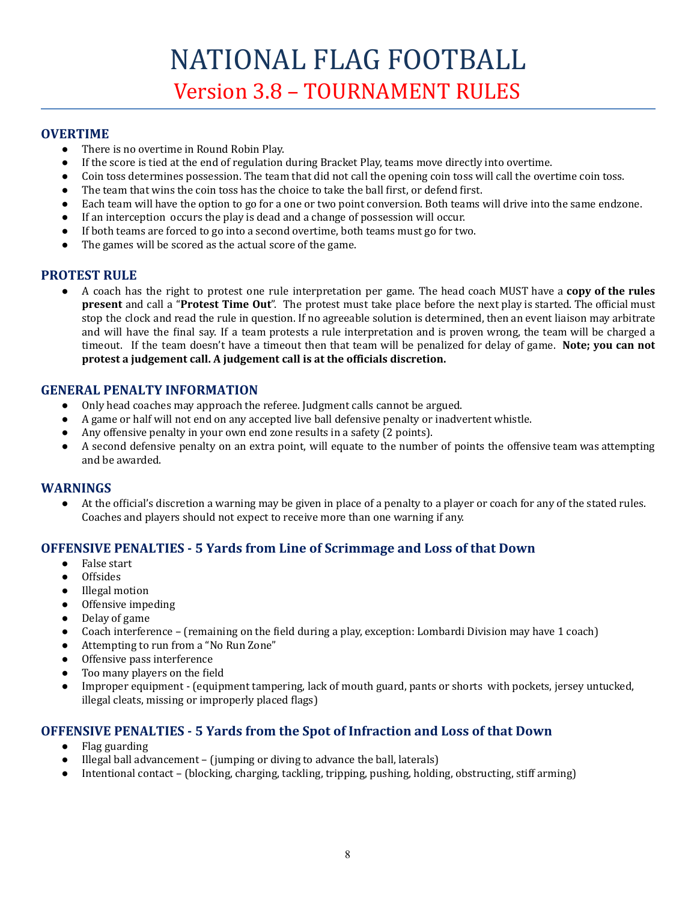# NATIONAL FLAG FOOTBALL

## Version 3.8 – TOURNAMENT RULES

### OVERTIME

- There is no overtime in Round Robin Play.
- If the score is tied at the end of regulation during Bracket Play, teams move directly into overtime.
- Coin toss determines possession. The team that did not call the opening coin toss will call the overtime coin toss.
- The team that wins the coin toss has the choice to take the ball first, or defend first.
- Each team will have the option to go for a one or two point conversion. Both teams will drive into the same endzone.
- If an interception occurs the play is dead and a change of possession will occur.
- If both teams are forced to go into a second overtime, both teams must go for two.
- The games will be scored as the actual score of the game.

### PROTEST RULE

- A coach has the right to protest one rule interpretation per game. The head coach MUST have a **copy of the rules present** and call a "**Protest Time Out**". The protest must take place before the next play is started. The official must stop the clock and read the rule in question. If no agreeable solution is determined, then an event liaison may arbitrate and will have the final say. If a team protests a rule interpretation and is proven wrong, the team will be charged a timeout. If the team doesn't have a timeout then that team will be penalized for delay of game. **Note; you can not protest a judgement call. A judgement call is at the officials discretion.**

### GENERAL PENALTY INFORMATION

- Only head coaches may approach the referee. Judgment calls cannot be argued.
- A game or half will not end on any accepted live ball defensive penalty or inadvertent whistle.
- Any offensive penalty in your own end zone results in a safety (2 points).
- A second defensive penalty on an extra point, will equate to the number of points the offensive team was attempting and be awarded.

### WARNINGS

- At the official's discretion a warning may be given in place of a penalty to a player or coach for any of the stated rules. Coaches and players should not expect to receive more than one warning if any.

### OFFENSIVE PENALTIES - 5 Yards from Line of Scrimmage and Loss of that Down

- False start
- Offsides
- Illegal motion
- Offensive impeding
- Delay of game
- Coach interference – (remaining on the field during a play, exception: Lombardi Division may have 1 coach)
- Attempting to run from a "No Run Zone"
- Offensive pass interference
- Too many players on the field
- Improper equipment - (equipment tampering, lack of mouth guard, pants or shorts with pockets, jersey untucked, illegal cleats, missing or improperly placed flags)

### OFFENSIVE PENALTIES - 5 Yards from the Spot of Infraction and Loss of that Down

- Flag guarding
- Illegal ball advancement – (jumping or diving to advance the ball, laterals)
- Intentional contact – (blocking, charging, tackling, tripping, pushing, holding, obstructing, stiff arming)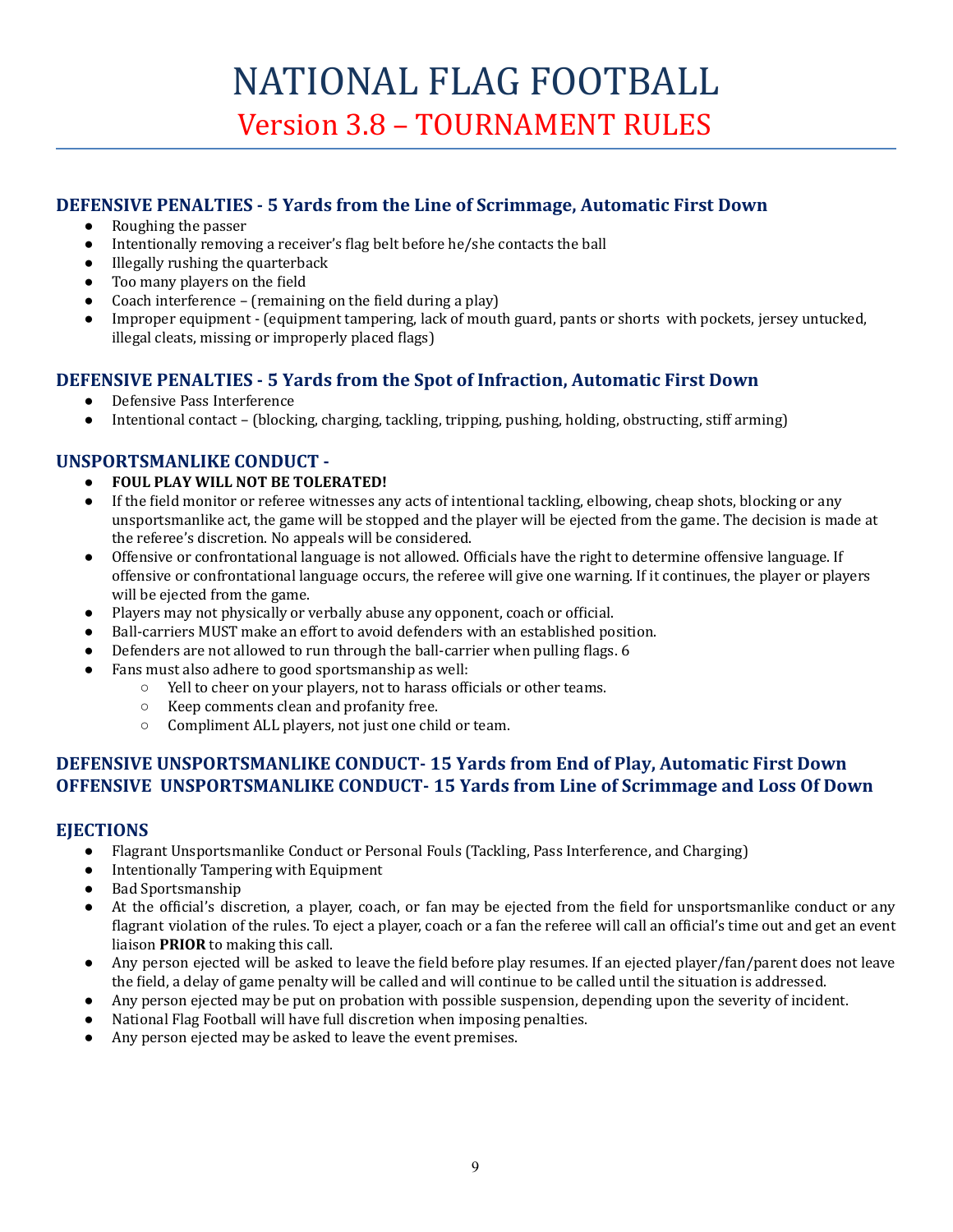## DEFENSIVE PENALTIES - 5 Yards from the Line of Scrimmage, Automatic First Down

- Roughing the passer
- Intentionally removing a receiver's flag belt before he/she contacts the ball
- Illegally rushing the quarterback
- Too many players on the field
- Coach interference – (remaining on the field during a play)
- Improper equipment - (equipment tampering, lack of mouth guard, pants or shorts with pockets, jersey untucked, illegal cleats, missing or improperly placed flags)

## DEFENSIVE PENALTIES - 5 Yards from the Spot of Infraction, Automatic First Down

- Defensive Pass Interference
- Intentional contact – (blocking, charging, tackling, tripping, pushing, holding, obstructing, stiff arming)

## UNSPORTSMANLIKE CONDUCT -

- **FOUL PLAY WILL NOT BE TOLERATED!**
- If the field monitor or referee witnesses any acts of intentional tackling, elbowing, cheap shots, blocking or any unsportsmanlike act, the game will be stopped and the player will be ejected from the game. The decision is made at the referee's discretion. No appeals will be considered.
- Offensive or confrontational language is not allowed. Officials have the right to determine offensive language. If offensive or confrontational language occurs, the referee will give one warning. If it continues, the player or players will be ejected from the game.
- Players may not physically or verbally abuse any opponent, coach or official.
- Ball-carriers MUST make an effort to avoid defenders with an established position.
- Defenders are not allowed to run through the ball-carrier when pulling flags. 6
- Fans must also adhere to good sportsmanship as well:
  - Yell to cheer on your players, not to harass officials or other teams.
  - Keep comments clean and profanity free.
  - Compliment ALL players, not just one child or team.

## DEFENSIVE UNSPORTSMANLIKE CONDUCT- 15 Yards from End of Play, Automatic First Down
## OFFENSIVE UNSPORTSMANLIKE CONDUCT- 15 Yards from Line of Scrimmage and Loss Of Down

## EJECTIONS

- Flagrant Unsportsmanlike Conduct or Personal Fouls (Tackling, Pass Interference, and Charging)
- Intentionally Tampering with Equipment
- Bad Sportsmanship
- At the official's discretion, a player, coach, or fan may be ejected from the field for unsportsmanlike conduct or any flagrant violation of the rules. To eject a player, coach or a fan the referee will call an official's time out and get an event liaison **PRIOR** to making this call.
- Any person ejected will be asked to leave the field before play resumes. If an ejected player/fan/parent does not leave the field, a delay of game penalty will be called and will continue to be called until the situation is addressed.
- Any person ejected may be put on probation with possible suspension, depending upon the severity of incident.
- National Flag Football will have full discretion when imposing penalties.
- Any person ejected may be asked to leave the event premises.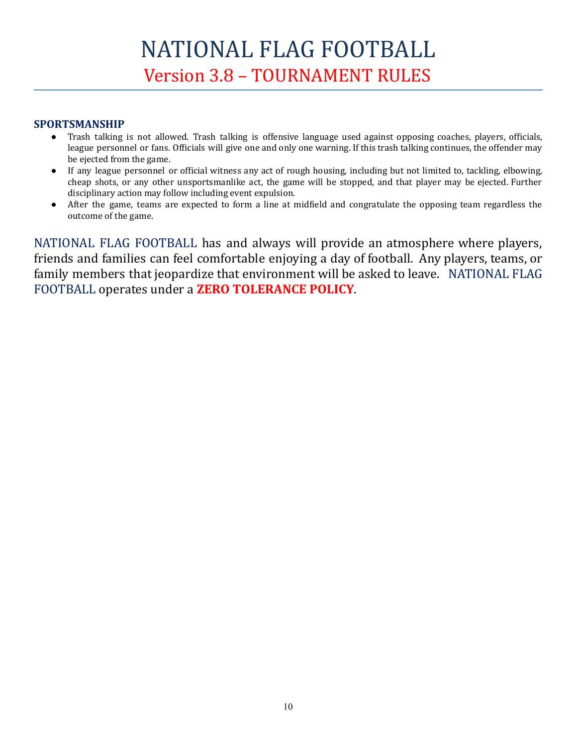# NATIONAL FLAG FOOTBALL

## Version 3.8 – TOURNAMENT RULES

### SPORTSMANSHIP

- Trash talking is not allowed. Trash talking is offensive language used against opposing coaches, players, officials, league personnel or fans. Officials will give one and only one warning. If this trash talking continues, the offender may be ejected from the game.
- If any league personnel or official witness any act of rough housing, including but not limited to, tackling, elbowing, cheap shots, or any other unsportsmanlike act, the game will be stopped, and that player may be ejected. Further disciplinary action may follow including event expulsion.
- After the game, teams are expected to form a line at midfield and congratulate the opposing team regardless the outcome of the game.

NATIONAL FLAG FOOTBALL has and always will provide an atmosphere where players, friends and families can feel comfortable enjoying a day of football. Any players, teams, or family members that jeopardize that environment will be asked to leave. NATIONAL FLAG FOOTBALL operates under a **ZERO TOLERANCE POLICY**.